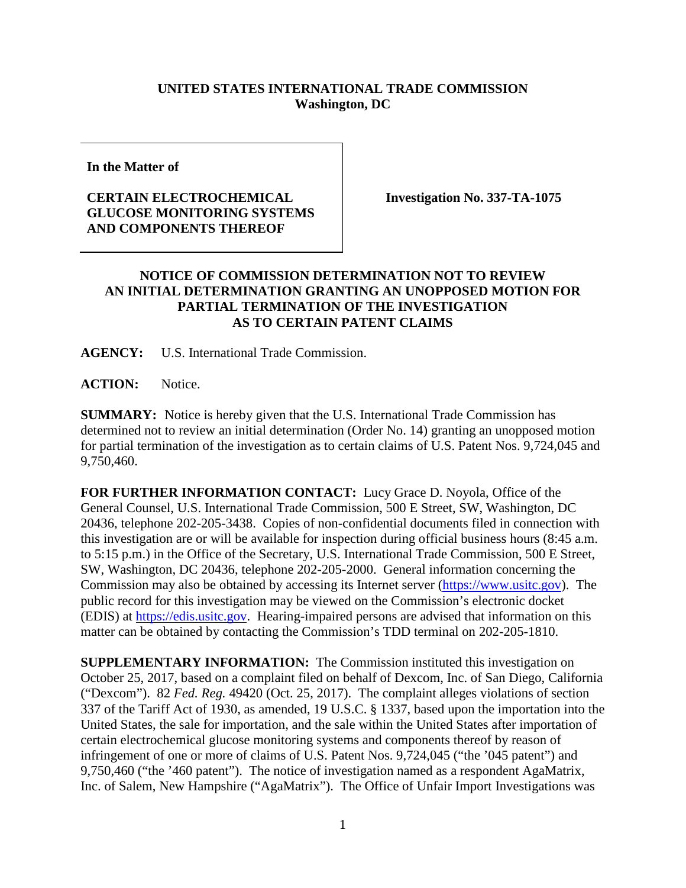**UNITED STATES INTERNATIONAL TRADE COMMISSION**
**Washington, DC**

| In the Matter of<br><br>**CERTAIN ELECTROCHEMICAL GLUCOSE MONITORING SYSTEMS AND COMPONENTS THEREOF** | **Investigation No. 337-TA-1075** |
|---|---|

## NOTICE OF COMMISSION DETERMINATION NOT TO REVIEW AN INITIAL DETERMINATION GRANTING AN UNOPPOSED MOTION FOR PARTIAL TERMINATION OF THE INVESTIGATION AS TO CERTAIN PATENT CLAIMS

**AGENCY:** U.S. International Trade Commission.

**ACTION:** Notice.

**SUMMARY:** Notice is hereby given that the U.S. International Trade Commission has determined not to review an initial determination (Order No. 14) granting an unopposed motion for partial termination of the investigation as to certain claims of U.S. Patent Nos. 9,724,045 and 9,750,460.

**FOR FURTHER INFORMATION CONTACT:** Lucy Grace D. Noyola, Office of the General Counsel, U.S. International Trade Commission, 500 E Street, SW, Washington, DC 20436, telephone 202-205-3438. Copies of non-confidential documents filed in connection with this investigation are or will be available for inspection during official business hours (8:45 a.m. to 5:15 p.m.) in the Office of the Secretary, U.S. International Trade Commission, 500 E Street, SW, Washington, DC 20436, telephone 202-205-2000. General information concerning the Commission may also be obtained by accessing its Internet server (https://www.usitc.gov). The public record for this investigation may be viewed on the Commission's electronic docket (EDIS) at https://edis.usitc.gov. Hearing-impaired persons are advised that information on this matter can be obtained by contacting the Commission's TDD terminal on 202-205-1810.

**SUPPLEMENTARY INFORMATION:** The Commission instituted this investigation on October 25, 2017, based on a complaint filed on behalf of Dexcom, Inc. of San Diego, California ("Dexcom"). 82 *Fed. Reg.* 49420 (Oct. 25, 2017). The complaint alleges violations of section 337 of the Tariff Act of 1930, as amended, 19 U.S.C. § 1337, based upon the importation into the United States, the sale for importation, and the sale within the United States after importation of certain electrochemical glucose monitoring systems and components thereof by reason of infringement of one or more of claims of U.S. Patent Nos. 9,724,045 ("the '045 patent") and 9,750,460 ("the '460 patent"). The notice of investigation named as a respondent AgaMatrix, Inc. of Salem, New Hampshire ("AgaMatrix"). The Office of Unfair Import Investigations was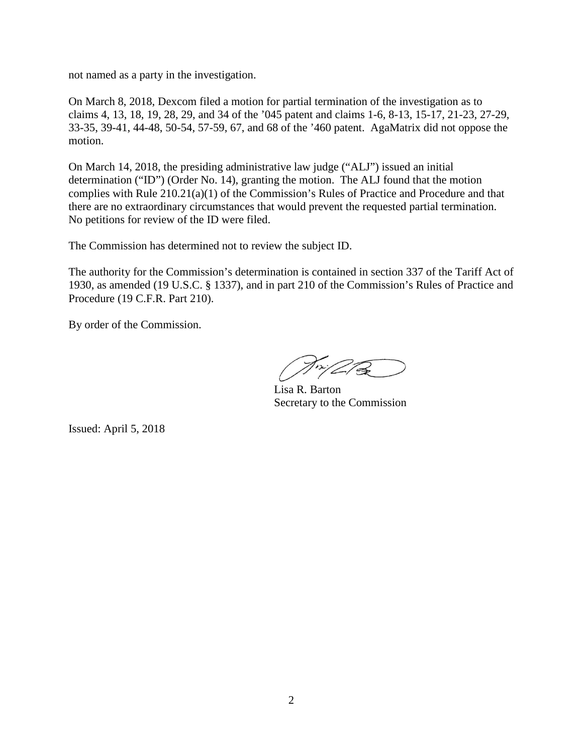not named as a party in the investigation.

On March 8, 2018, Dexcom filed a motion for partial termination of the investigation as to claims 4, 13, 18, 19, 28, 29, and 34 of the ’045 patent and claims 1-6, 8-13, 15-17, 21-23, 27-29, 33-35, 39-41, 44-48, 50-54, 57-59, 67, and 68 of the ’460 patent. AgaMatrix did not oppose the motion.

On March 14, 2018, the presiding administrative law judge (“ALJ”) issued an initial determination (“ID”) (Order No. 14), granting the motion. The ALJ found that the motion complies with Rule 210.21(a)(1) of the Commission’s Rules of Practice and Procedure and that there are no extraordinary circumstances that would prevent the requested partial termination. No petitions for review of the ID were filed.

The Commission has determined not to review the subject ID.

The authority for the Commission’s determination is contained in section 337 of the Tariff Act of 1930, as amended (19 U.S.C. § 1337), and in part 210 of the Commission’s Rules of Practice and Procedure (19 C.F.R. Part 210).

By order of the Commission.

Lisa R. Barton
Secretary to the Commission

Issued: April 5, 2018